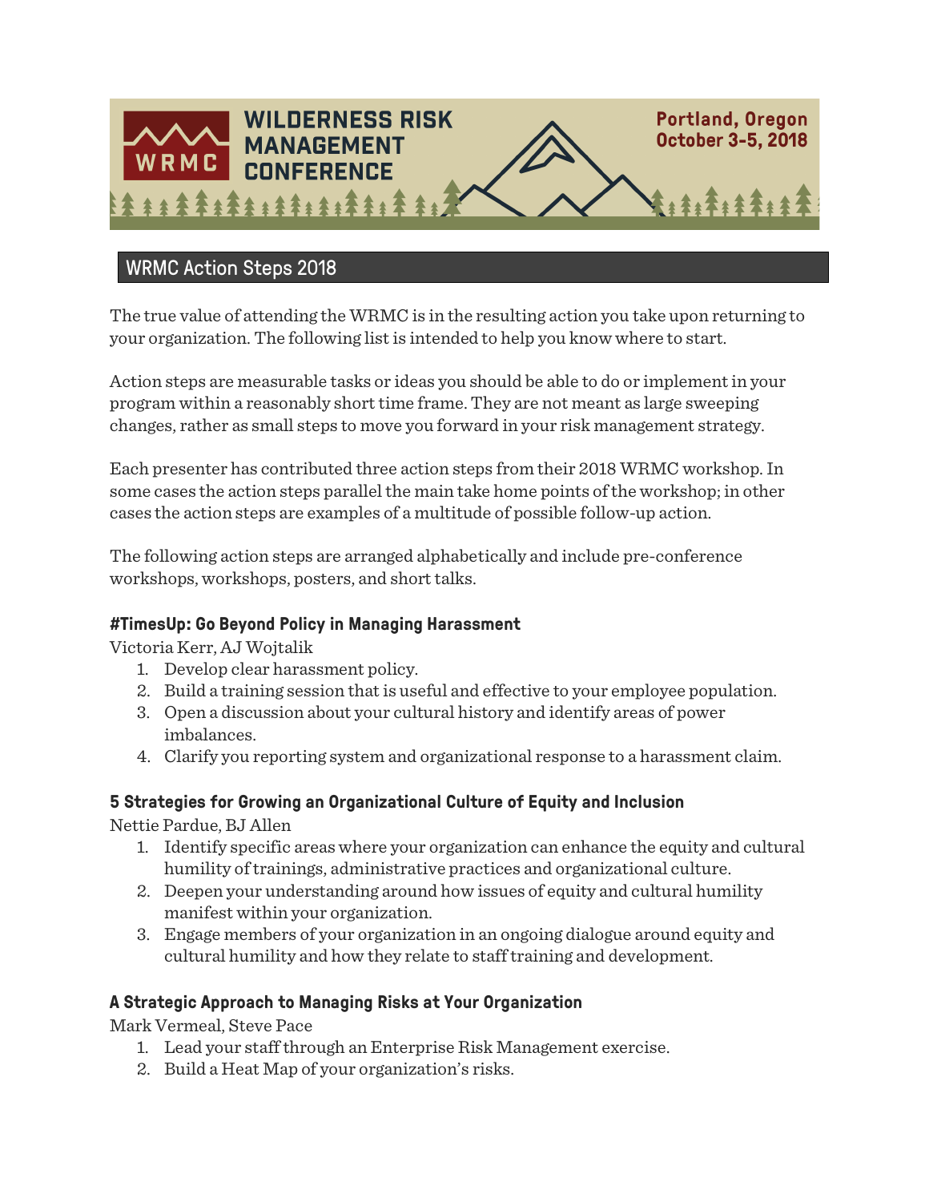# WILDERNESS RISK MANAGEMENT CONFERENCE

WRMC

Portland, Oregon
October 3-5, 2018

## WRMC Action Steps 2018

The true value of attending the WRMC is in the resulting action you take upon returning to your organization. The following list is intended to help you know where to start.

Action steps are measurable tasks or ideas you should be able to do or implement in your program within a reasonably short time frame. They are not meant as large sweeping changes, rather as small steps to move you forward in your risk management strategy.

Each presenter has contributed three action steps from their 2018 WRMC workshop. In some cases the action steps parallel the main take home points of the workshop; in other cases the action steps are examples of a multitude of possible follow-up action.

The following action steps are arranged alphabetically and include pre-conference workshops, workshops, posters, and short talks.

### #TimesUp: Go Beyond Policy in Managing Harassment

Victoria Kerr, AJ Wojtalik

1. Develop clear harassment policy.
2. Build a training session that is useful and effective to your employee population.
3. Open a discussion about your cultural history and identify areas of power imbalances.
4. Clarify you reporting system and organizational response to a harassment claim.

### 5 Strategies for Growing an Organizational Culture of Equity and Inclusion

Nettie Pardue, BJ Allen

1. Identify specific areas where your organization can enhance the equity and cultural humility of trainings, administrative practices and organizational culture.
2. Deepen your understanding around how issues of equity and cultural humility manifest within your organization.
3. Engage members of your organization in an ongoing dialogue around equity and cultural humility and how they relate to staff training and development.

### A Strategic Approach to Managing Risks at Your Organization

Mark Vermeal, Steve Pace

1. Lead your staff through an Enterprise Risk Management exercise.
2. Build a Heat Map of your organization's risks.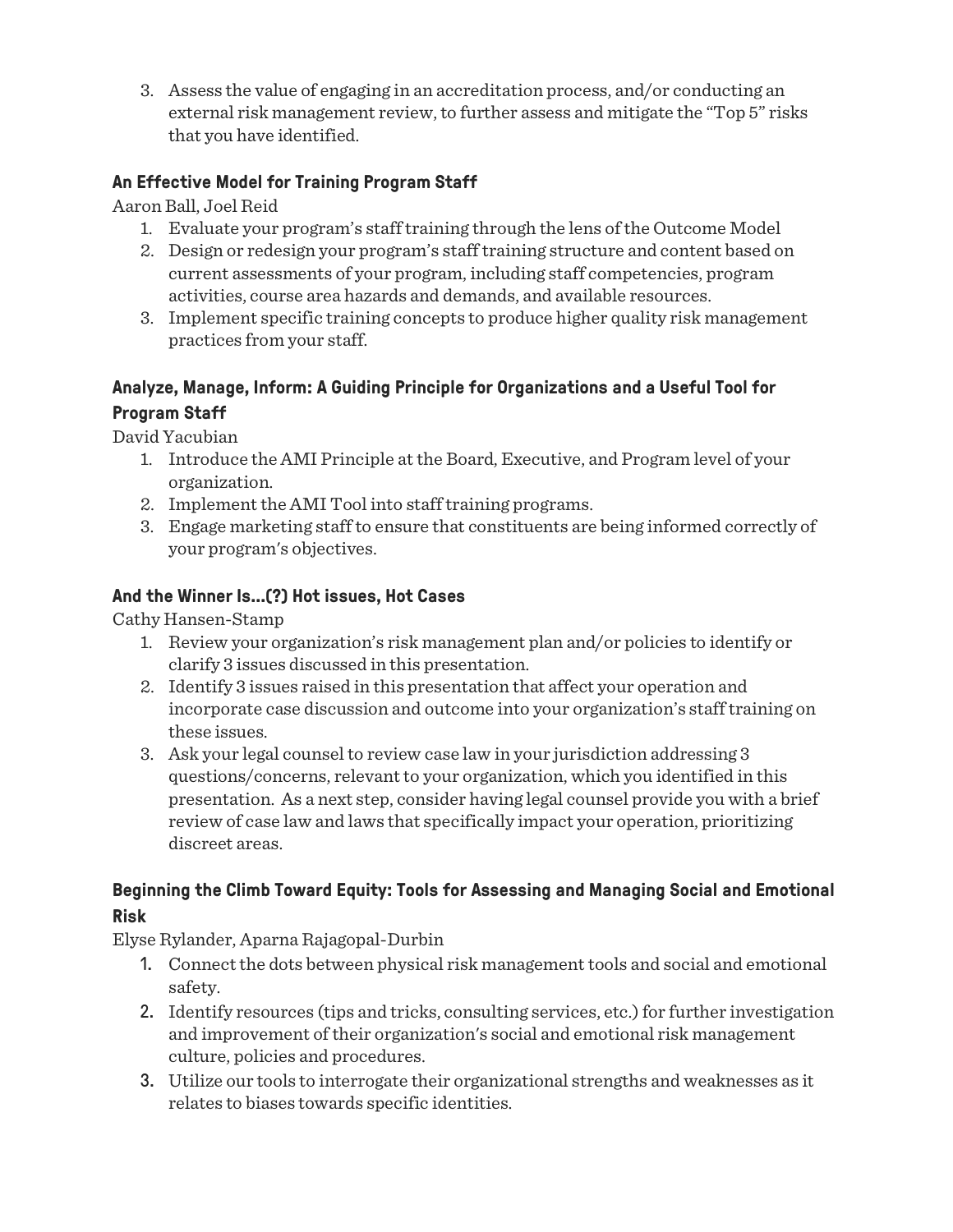3. Assess the value of engaging in an accreditation process, and/or conducting an external risk management review, to further assess and mitigate the "Top 5" risks that you have identified.

### An Effective Model for Training Program Staff

Aaron Ball, Joel Reid

1. Evaluate your program's staff training through the lens of the Outcome Model
2. Design or redesign your program's staff training structure and content based on current assessments of your program, including staff competencies, program activities, course area hazards and demands, and available resources.
3. Implement specific training concepts to produce higher quality risk management practices from your staff.

### Analyze, Manage, Inform: A Guiding Principle for Organizations and a Useful Tool for Program Staff

David Yacubian

1. Introduce the AMI Principle at the Board, Executive, and Program level of your organization.
2. Implement the AMI Tool into staff training programs.
3. Engage marketing staff to ensure that constituents are being informed correctly of your program's objectives.

### And the Winner Is...(?) Hot issues, Hot Cases

Cathy Hansen-Stamp

1. Review your organization's risk management plan and/or policies to identify or clarify 3 issues discussed in this presentation.
2. Identify 3 issues raised in this presentation that affect your operation and incorporate case discussion and outcome into your organization's staff training on these issues.
3. Ask your legal counsel to review case law in your jurisdiction addressing 3 questions/concerns, relevant to your organization, which you identified in this presentation. As a next step, consider having legal counsel provide you with a brief review of case law and laws that specifically impact your operation, prioritizing discreet areas.

### Beginning the Climb Toward Equity: Tools for Assessing and Managing Social and Emotional Risk

Elyse Rylander, Aparna Rajagopal-Durbin

1. Connect the dots between physical risk management tools and social and emotional safety.
2. Identify resources (tips and tricks, consulting services, etc.) for further investigation and improvement of their organization's social and emotional risk management culture, policies and procedures.
3. Utilize our tools to interrogate their organizational strengths and weaknesses as it relates to biases towards specific identities.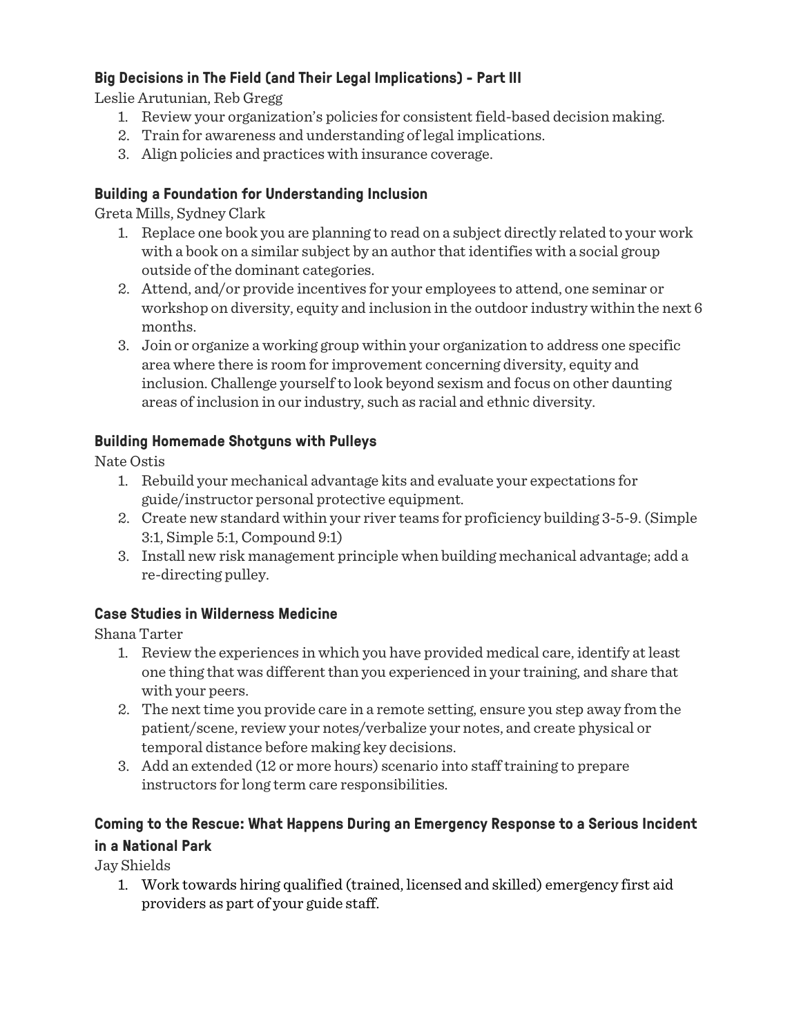### Big Decisions in The Field (and Their Legal Implications) - Part III

Leslie Arutunian, Reb Gregg

1. Review your organization's policies for consistent field-based decision making.
2. Train for awareness and understanding of legal implications.
3. Align policies and practices with insurance coverage.

### Building a Foundation for Understanding Inclusion

Greta Mills, Sydney Clark

1. Replace one book you are planning to read on a subject directly related to your work with a book on a similar subject by an author that identifies with a social group outside of the dominant categories.
2. Attend, and/or provide incentives for your employees to attend, one seminar or workshop on diversity, equity and inclusion in the outdoor industry within the next 6 months.
3. Join or organize a working group within your organization to address one specific area where there is room for improvement concerning diversity, equity and inclusion. Challenge yourself to look beyond sexism and focus on other daunting areas of inclusion in our industry, such as racial and ethnic diversity.

### Building Homemade Shotguns with Pulleys

Nate Ostis

1. Rebuild your mechanical advantage kits and evaluate your expectations for guide/instructor personal protective equipment.
2. Create new standard within your river teams for proficiency building 3-5-9. (Simple 3:1, Simple 5:1, Compound 9:1)
3. Install new risk management principle when building mechanical advantage; add a re-directing pulley.

### Case Studies in Wilderness Medicine

Shana Tarter

1. Review the experiences in which you have provided medical care, identify at least one thing that was different than you experienced in your training, and share that with your peers.
2. The next time you provide care in a remote setting, ensure you step away from the patient/scene, review your notes/verbalize your notes, and create physical or temporal distance before making key decisions.
3. Add an extended (12 or more hours) scenario into staff training to prepare instructors for long term care responsibilities.

### Coming to the Rescue: What Happens During an Emergency Response to a Serious Incident in a National Park

Jay Shields

1. Work towards hiring qualified (trained, licensed and skilled) emergency first aid providers as part of your guide staff.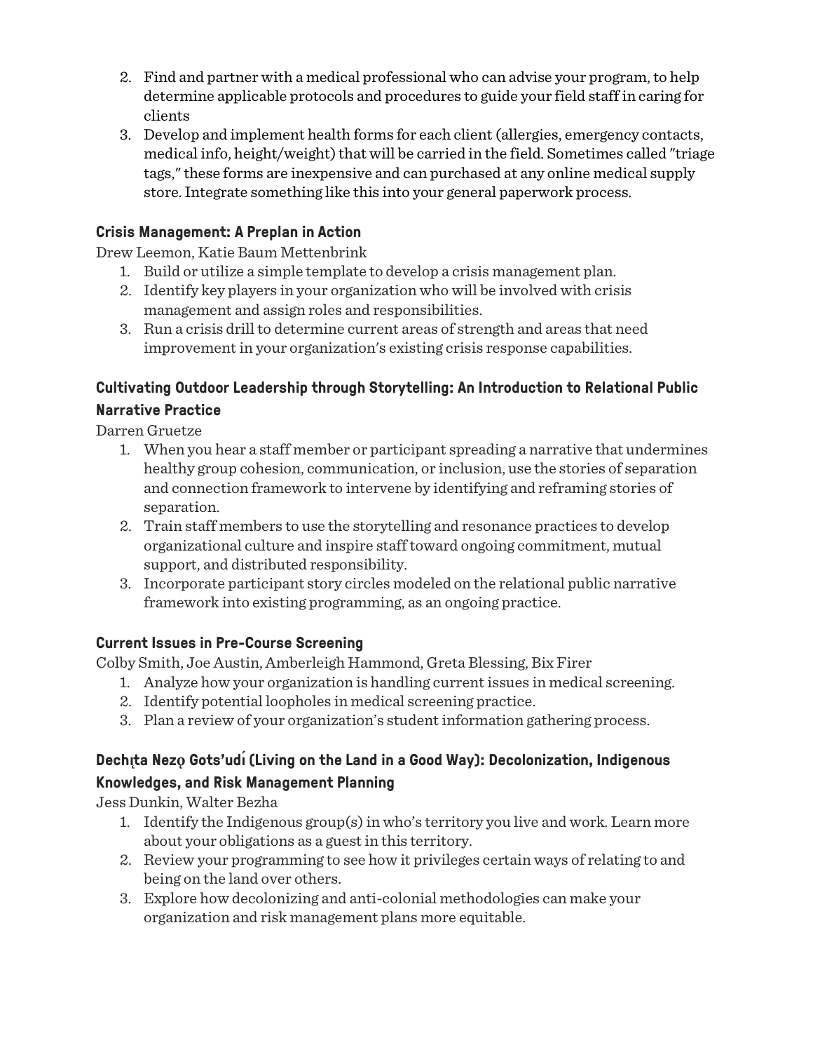2. Find and partner with a medical professional who can advise your program, to help determine applicable protocols and procedures to guide your field staff in caring for clients
3. Develop and implement health forms for each client (allergies, emergency contacts, medical info, height/weight) that will be carried in the field. Sometimes called "triage tags," these forms are inexpensive and can purchased at any online medical supply store. Integrate something like this into your general paperwork process.

### Crisis Management: A Preplan in Action

Drew Leemon, Katie Baum Mettenbrink

1. Build or utilize a simple template to develop a crisis management plan.
2. Identify key players in your organization who will be involved with crisis management and assign roles and responsibilities.
3. Run a crisis drill to determine current areas of strength and areas that need improvement in your organization's existing crisis response capabilities.

### Cultivating Outdoor Leadership through Storytelling: An Introduction to Relational Public Narrative Practice

Darren Gruetze

1. When you hear a staff member or participant spreading a narrative that undermines healthy group cohesion, communication, or inclusion, use the stories of separation and connection framework to intervene by identifying and reframing stories of separation.
2. Train staff members to use the storytelling and resonance practices to develop organizational culture and inspire staff toward ongoing commitment, mutual support, and distributed responsibility.
3. Incorporate participant story circles modeled on the relational public narrative framework into existing programming, as an ongoing practice.

### Current Issues in Pre-Course Screening

Colby Smith, Joe Austin, Amberleigh Hammond, Greta Blessing, Bix Firer

1. Analyze how your organization is handling current issues in medical screening.
2. Identify potential loopholes in medical screening practice.
3. Plan a review of your organization's student information gathering process.

### Dechı̨ta Nezǫ Gots'udı́ (Living on the Land in a Good Way): Decolonization, Indigenous Knowledges, and Risk Management Planning

Jess Dunkin, Walter Bezha

1. Identify the Indigenous group(s) in who's territory you live and work. Learn more about your obligations as a guest in this territory.
2. Review your programming to see how it privileges certain ways of relating to and being on the land over others.
3. Explore how decolonizing and anti-colonial methodologies can make your organization and risk management plans more equitable.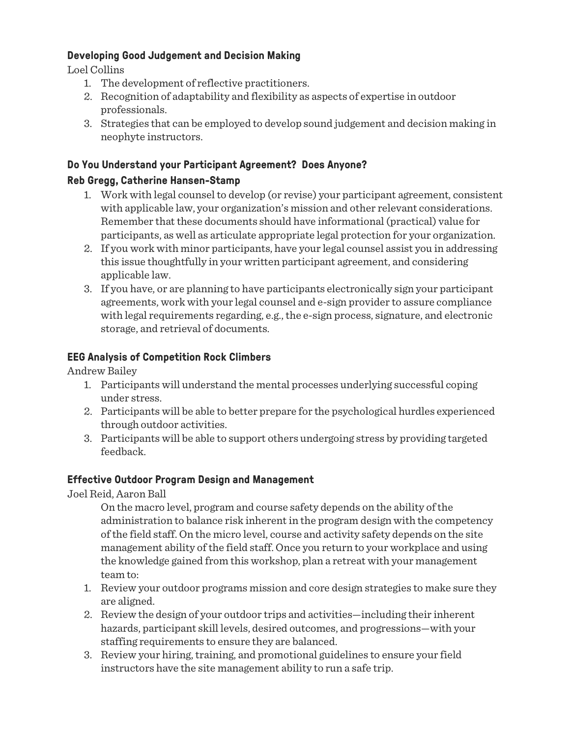### Developing Good Judgement and Decision Making

Loel Collins

1. The development of reflective practitioners.
2. Recognition of adaptability and flexibility as aspects of expertise in outdoor professionals.
3. Strategies that can be employed to develop sound judgement and decision making in neophyte instructors.

### Do You Understand your Participant Agreement? Does Anyone?

### Reb Gregg, Catherine Hansen-Stamp

1. Work with legal counsel to develop (or revise) your participant agreement, consistent with applicable law, your organization's mission and other relevant considerations. Remember that these documents should have informational (practical) value for participants, as well as articulate appropriate legal protection for your organization.
2. If you work with minor participants, have your legal counsel assist you in addressing this issue thoughtfully in your written participant agreement, and considering applicable law.
3. If you have, or are planning to have participants electronically sign your participant agreements, work with your legal counsel and e-sign provider to assure compliance with legal requirements regarding, e.g., the e-sign process, signature, and electronic storage, and retrieval of documents.

### EEG Analysis of Competition Rock Climbers

Andrew Bailey

1. Participants will understand the mental processes underlying successful coping under stress.
2. Participants will be able to better prepare for the psychological hurdles experienced through outdoor activities.
3. Participants will be able to support others undergoing stress by providing targeted feedback.

### Effective Outdoor Program Design and Management

Joel Reid, Aaron Ball

On the macro level, program and course safety depends on the ability of the administration to balance risk inherent in the program design with the competency of the field staff. On the micro level, course and activity safety depends on the site management ability of the field staff. Once you return to your workplace and using the knowledge gained from this workshop, plan a retreat with your management team to:

1. Review your outdoor programs mission and core design strategies to make sure they are aligned.
2. Review the design of your outdoor trips and activities—including their inherent hazards, participant skill levels, desired outcomes, and progressions—with your staffing requirements to ensure they are balanced.
3. Review your hiring, training, and promotional guidelines to ensure your field instructors have the site management ability to run a safe trip.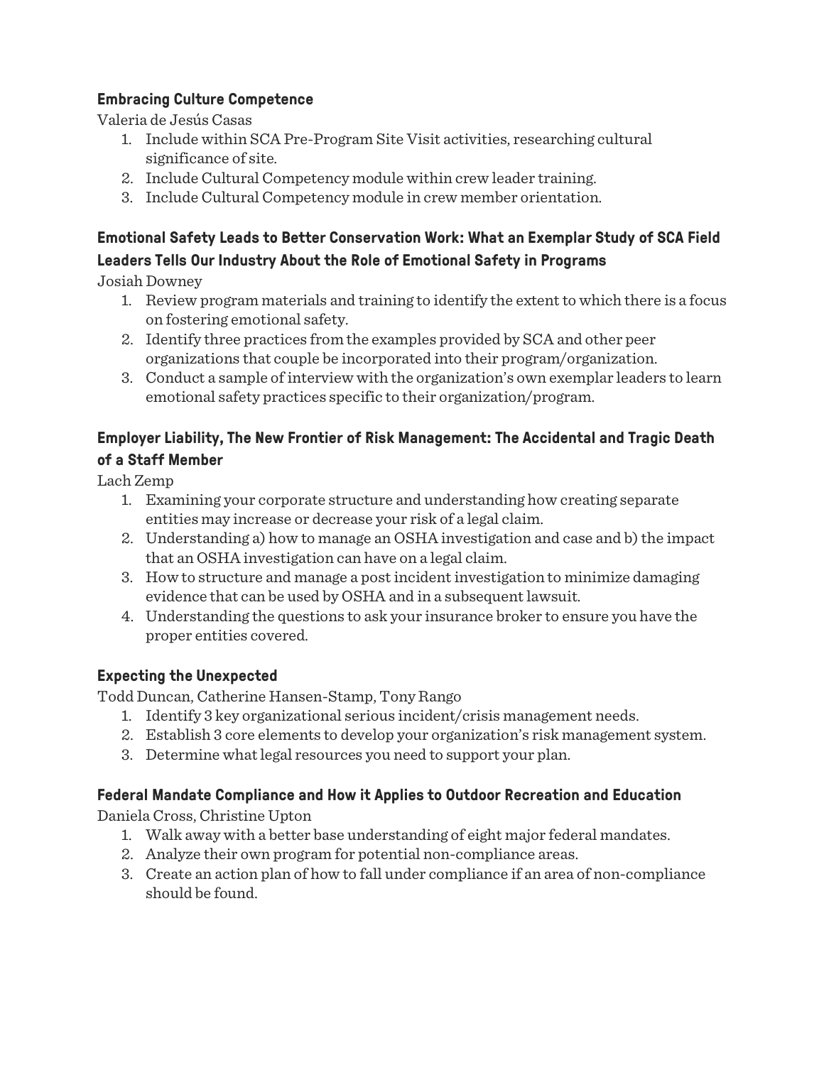### Embracing Culture Competence

Valeria de Jesús Casas

1. Include within SCA Pre-Program Site Visit activities, researching cultural significance of site.
2. Include Cultural Competency module within crew leader training.
3. Include Cultural Competency module in crew member orientation.

### Emotional Safety Leads to Better Conservation Work: What an Exemplar Study of SCA Field Leaders Tells Our Industry About the Role of Emotional Safety in Programs

Josiah Downey

1. Review program materials and training to identify the extent to which there is a focus on fostering emotional safety.
2. Identify three practices from the examples provided by SCA and other peer organizations that couple be incorporated into their program/organization.
3. Conduct a sample of interview with the organization's own exemplar leaders to learn emotional safety practices specific to their organization/program.

### Employer Liability, The New Frontier of Risk Management: The Accidental and Tragic Death of a Staff Member

Lach Zemp

1. Examining your corporate structure and understanding how creating separate entities may increase or decrease your risk of a legal claim.
2. Understanding a) how to manage an OSHA investigation and case and b) the impact that an OSHA investigation can have on a legal claim.
3. How to structure and manage a post incident investigation to minimize damaging evidence that can be used by OSHA and in a subsequent lawsuit.
4. Understanding the questions to ask your insurance broker to ensure you have the proper entities covered.

### Expecting the Unexpected

Todd Duncan, Catherine Hansen-Stamp, Tony Rango

1. Identify 3 key organizational serious incident/crisis management needs.
2. Establish 3 core elements to develop your organization's risk management system.
3. Determine what legal resources you need to support your plan.

### Federal Mandate Compliance and How it Applies to Outdoor Recreation and Education

Daniela Cross, Christine Upton

1. Walk away with a better base understanding of eight major federal mandates.
2. Analyze their own program for potential non-compliance areas.
3. Create an action plan of how to fall under compliance if an area of non-compliance should be found.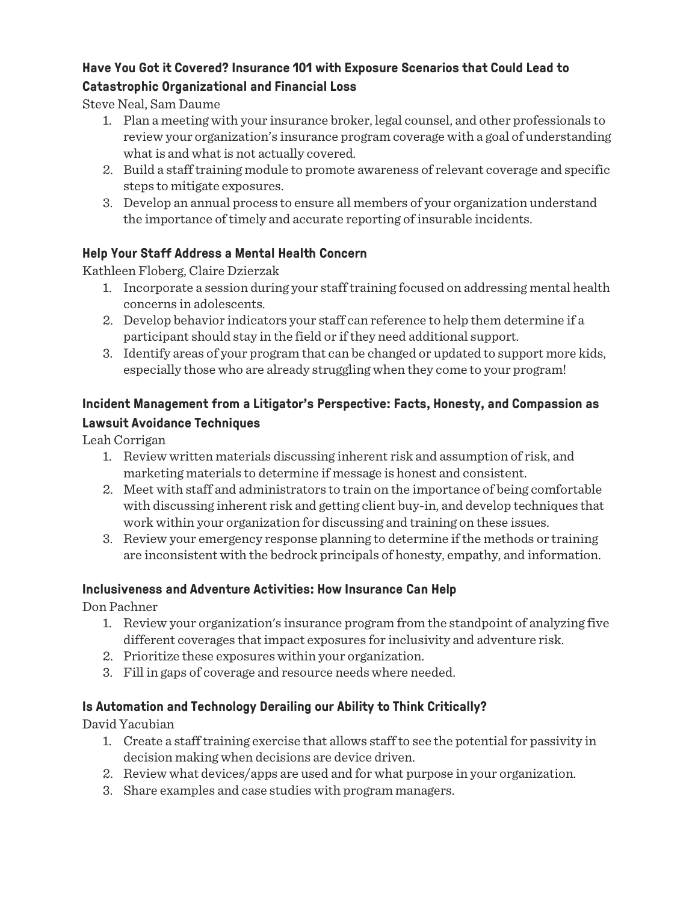### Have You Got it Covered? Insurance 101 with Exposure Scenarios that Could Lead to Catastrophic Organizational and Financial Loss

Steve Neal, Sam Daume

1. Plan a meeting with your insurance broker, legal counsel, and other professionals to review your organization's insurance program coverage with a goal of understanding what is and what is not actually covered.
2. Build a staff training module to promote awareness of relevant coverage and specific steps to mitigate exposures.
3. Develop an annual process to ensure all members of your organization understand the importance of timely and accurate reporting of insurable incidents.

### Help Your Staff Address a Mental Health Concern

Kathleen Floberg, Claire Dzierzak

1. Incorporate a session during your staff training focused on addressing mental health concerns in adolescents.
2. Develop behavior indicators your staff can reference to help them determine if a participant should stay in the field or if they need additional support.
3. Identify areas of your program that can be changed or updated to support more kids, especially those who are already struggling when they come to your program!

### Incident Management from a Litigator's Perspective: Facts, Honesty, and Compassion as Lawsuit Avoidance Techniques

Leah Corrigan

1. Review written materials discussing inherent risk and assumption of risk, and marketing materials to determine if message is honest and consistent.
2. Meet with staff and administrators to train on the importance of being comfortable with discussing inherent risk and getting client buy-in, and develop techniques that work within your organization for discussing and training on these issues.
3. Review your emergency response planning to determine if the methods or training are inconsistent with the bedrock principals of honesty, empathy, and information.

### Inclusiveness and Adventure Activities: How Insurance Can Help

Don Pachner

1. Review your organization's insurance program from the standpoint of analyzing five different coverages that impact exposures for inclusivity and adventure risk.
2. Prioritize these exposures within your organization.
3. Fill in gaps of coverage and resource needs where needed.

### Is Automation and Technology Derailing our Ability to Think Critically?

David Yacubian

1. Create a staff training exercise that allows staff to see the potential for passivity in decision making when decisions are device driven.
2. Review what devices/apps are used and for what purpose in your organization.
3. Share examples and case studies with program managers.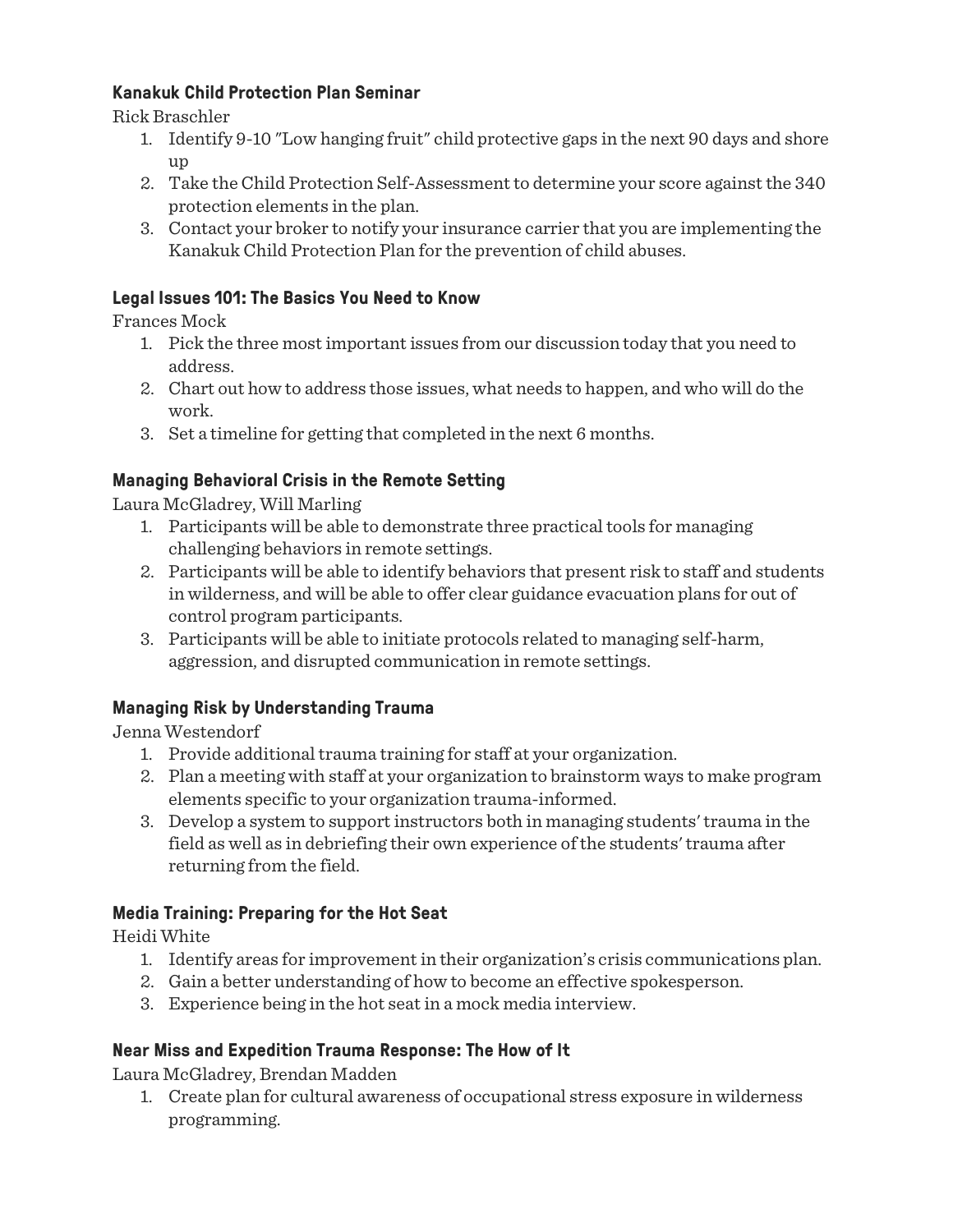**Kanakuk Child Protection Plan Seminar**

Rick Braschler

1. Identify 9-10 "Low hanging fruit" child protective gaps in the next 90 days and shore up
2. Take the Child Protection Self-Assessment to determine your score against the 340 protection elements in the plan.
3. Contact your broker to notify your insurance carrier that you are implementing the Kanakuk Child Protection Plan for the prevention of child abuses.

**Legal Issues 101: The Basics You Need to Know**

Frances Mock

1. Pick the three most important issues from our discussion today that you need to address.
2. Chart out how to address those issues, what needs to happen, and who will do the work.
3. Set a timeline for getting that completed in the next 6 months.

**Managing Behavioral Crisis in the Remote Setting**

Laura McGladrey, Will Marling

1. Participants will be able to demonstrate three practical tools for managing challenging behaviors in remote settings.
2. Participants will be able to identify behaviors that present risk to staff and students in wilderness, and will be able to offer clear guidance evacuation plans for out of control program participants.
3. Participants will be able to initiate protocols related to managing self-harm, aggression, and disrupted communication in remote settings.

**Managing Risk by Understanding Trauma**

Jenna Westendorf

1. Provide additional trauma training for staff at your organization.
2. Plan a meeting with staff at your organization to brainstorm ways to make program elements specific to your organization trauma-informed.
3. Develop a system to support instructors both in managing students' trauma in the field as well as in debriefing their own experience of the students' trauma after returning from the field.

**Media Training: Preparing for the Hot Seat**

Heidi White

1. Identify areas for improvement in their organization's crisis communications plan.
2. Gain a better understanding of how to become an effective spokesperson.
3. Experience being in the hot seat in a mock media interview.

**Near Miss and Expedition Trauma Response: The How of It**

Laura McGladrey, Brendan Madden

1. Create plan for cultural awareness of occupational stress exposure in wilderness programming.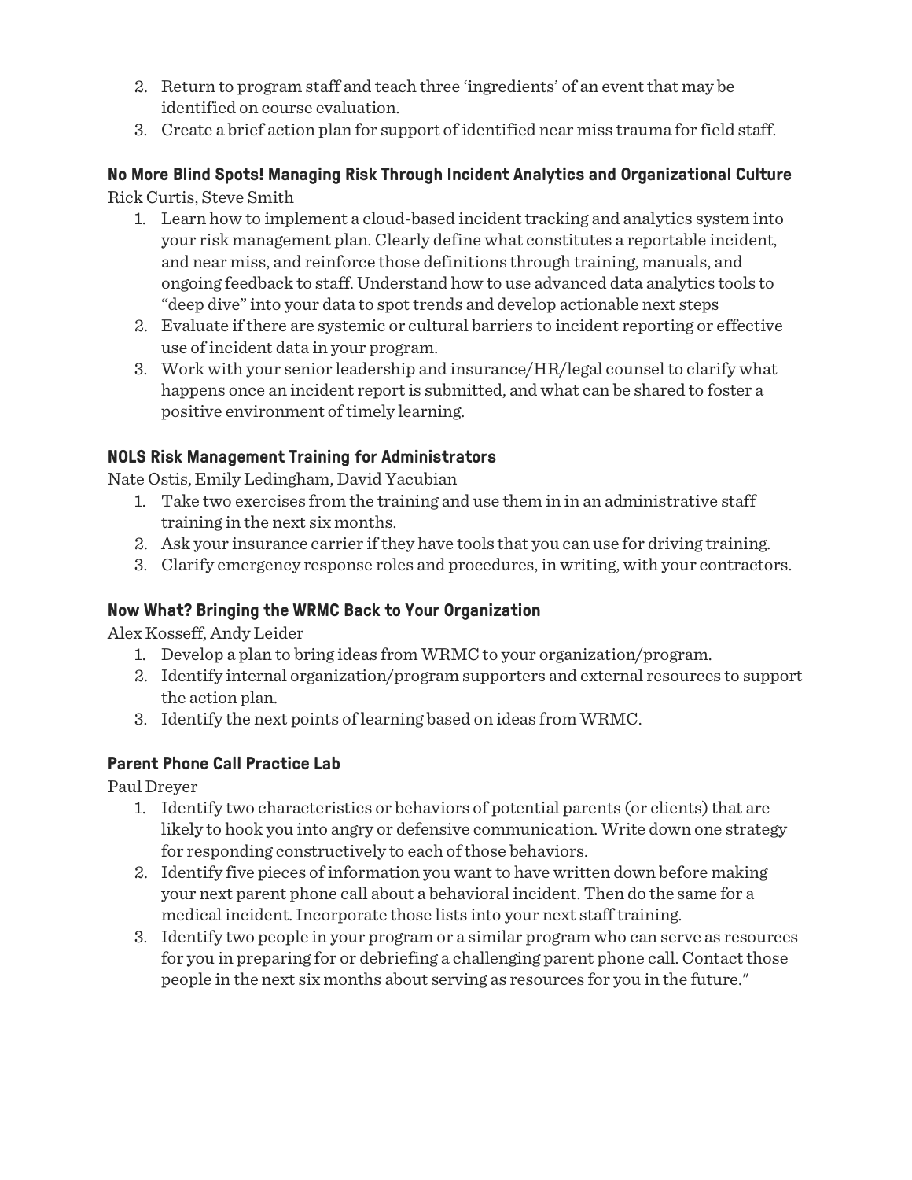2. Return to program staff and teach three 'ingredients' of an event that may be identified on course evaluation.
3. Create a brief action plan for support of identified near miss trauma for field staff.

### No More Blind Spots! Managing Risk Through Incident Analytics and Organizational Culture

Rick Curtis, Steve Smith

1. Learn how to implement a cloud-based incident tracking and analytics system into your risk management plan. Clearly define what constitutes a reportable incident, and near miss, and reinforce those definitions through training, manuals, and ongoing feedback to staff. Understand how to use advanced data analytics tools to "deep dive" into your data to spot trends and develop actionable next steps
2. Evaluate if there are systemic or cultural barriers to incident reporting or effective use of incident data in your program.
3. Work with your senior leadership and insurance/HR/legal counsel to clarify what happens once an incident report is submitted, and what can be shared to foster a positive environment of timely learning.

### NOLS Risk Management Training for Administrators

Nate Ostis, Emily Ledingham, David Yacubian

1. Take two exercises from the training and use them in in an administrative staff training in the next six months.
2. Ask your insurance carrier if they have tools that you can use for driving training.
3. Clarify emergency response roles and procedures, in writing, with your contractors.

### Now What? Bringing the WRMC Back to Your Organization

Alex Kosseff, Andy Leider

1. Develop a plan to bring ideas from WRMC to your organization/program.
2. Identify internal organization/program supporters and external resources to support the action plan.
3. Identify the next points of learning based on ideas from WRMC.

### Parent Phone Call Practice Lab

Paul Dreyer

1. Identify two characteristics or behaviors of potential parents (or clients) that are likely to hook you into angry or defensive communication. Write down one strategy for responding constructively to each of those behaviors.
2. Identify five pieces of information you want to have written down before making your next parent phone call about a behavioral incident. Then do the same for a medical incident. Incorporate those lists into your next staff training.
3. Identify two people in your program or a similar program who can serve as resources for you in preparing for or debriefing a challenging parent phone call. Contact those people in the next six months about serving as resources for you in the future."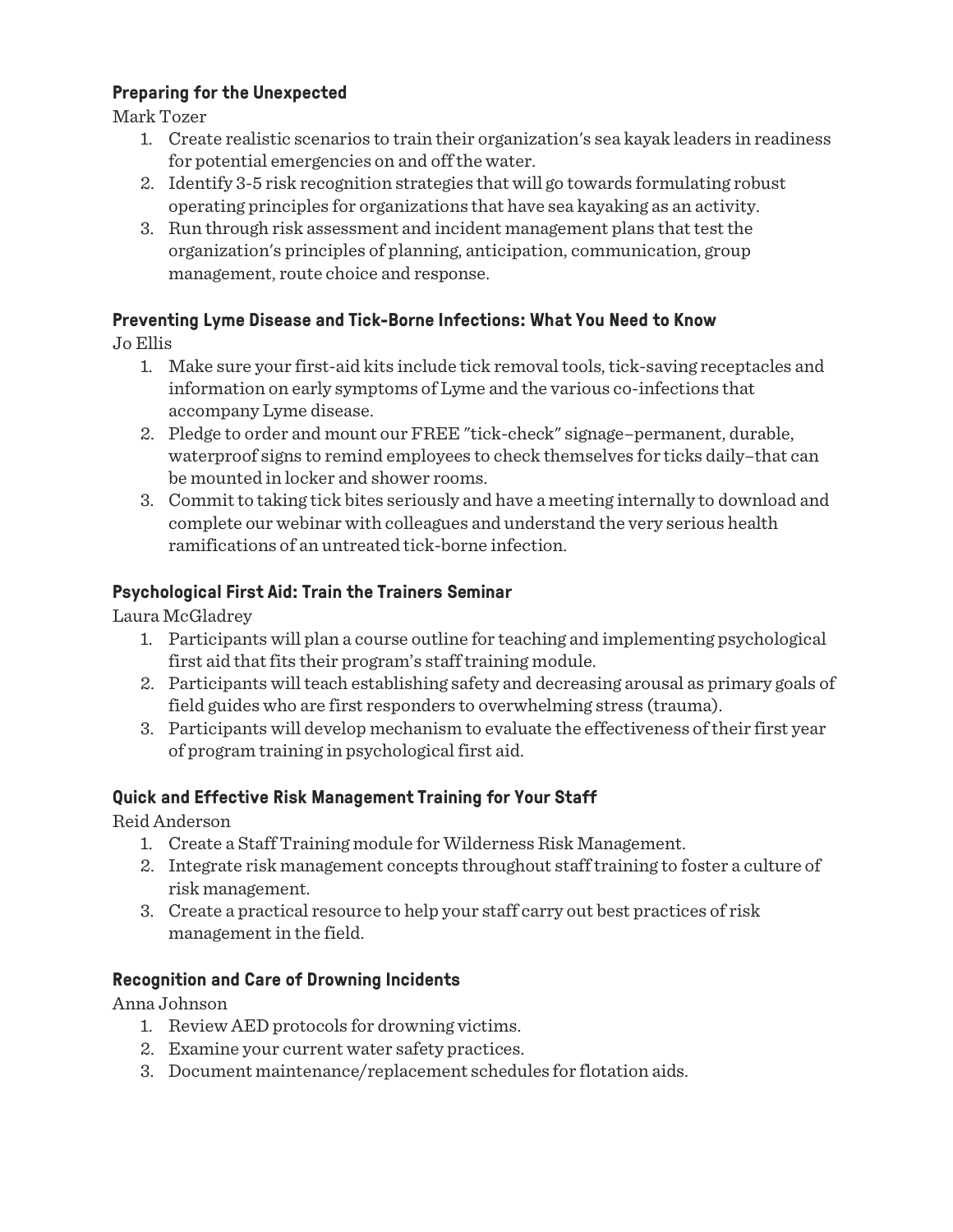### Preparing for the Unexpected

Mark Tozer

1. Create realistic scenarios to train their organization's sea kayak leaders in readiness for potential emergencies on and off the water.
2. Identify 3-5 risk recognition strategies that will go towards formulating robust operating principles for organizations that have sea kayaking as an activity.
3. Run through risk assessment and incident management plans that test the organization's principles of planning, anticipation, communication, group management, route choice and response.

### Preventing Lyme Disease and Tick-Borne Infections: What You Need to Know

Jo Ellis

1. Make sure your first-aid kits include tick removal tools, tick-saving receptacles and information on early symptoms of Lyme and the various co-infections that accompany Lyme disease.
2. Pledge to order and mount our FREE "tick-check" signage–permanent, durable, waterproof signs to remind employees to check themselves for ticks daily–that can be mounted in locker and shower rooms.
3. Commit to taking tick bites seriously and have a meeting internally to download and complete our webinar with colleagues and understand the very serious health ramifications of an untreated tick-borne infection.

### Psychological First Aid: Train the Trainers Seminar

Laura McGladrey

1. Participants will plan a course outline for teaching and implementing psychological first aid that fits their program's staff training module.
2. Participants will teach establishing safety and decreasing arousal as primary goals of field guides who are first responders to overwhelming stress (trauma).
3. Participants will develop mechanism to evaluate the effectiveness of their first year of program training in psychological first aid.

### Quick and Effective Risk Management Training for Your Staff

Reid Anderson

1. Create a Staff Training module for Wilderness Risk Management.
2. Integrate risk management concepts throughout staff training to foster a culture of risk management.
3. Create a practical resource to help your staff carry out best practices of risk management in the field.

### Recognition and Care of Drowning Incidents

Anna Johnson

1. Review AED protocols for drowning victims.
2. Examine your current water safety practices.
3. Document maintenance/replacement schedules for flotation aids.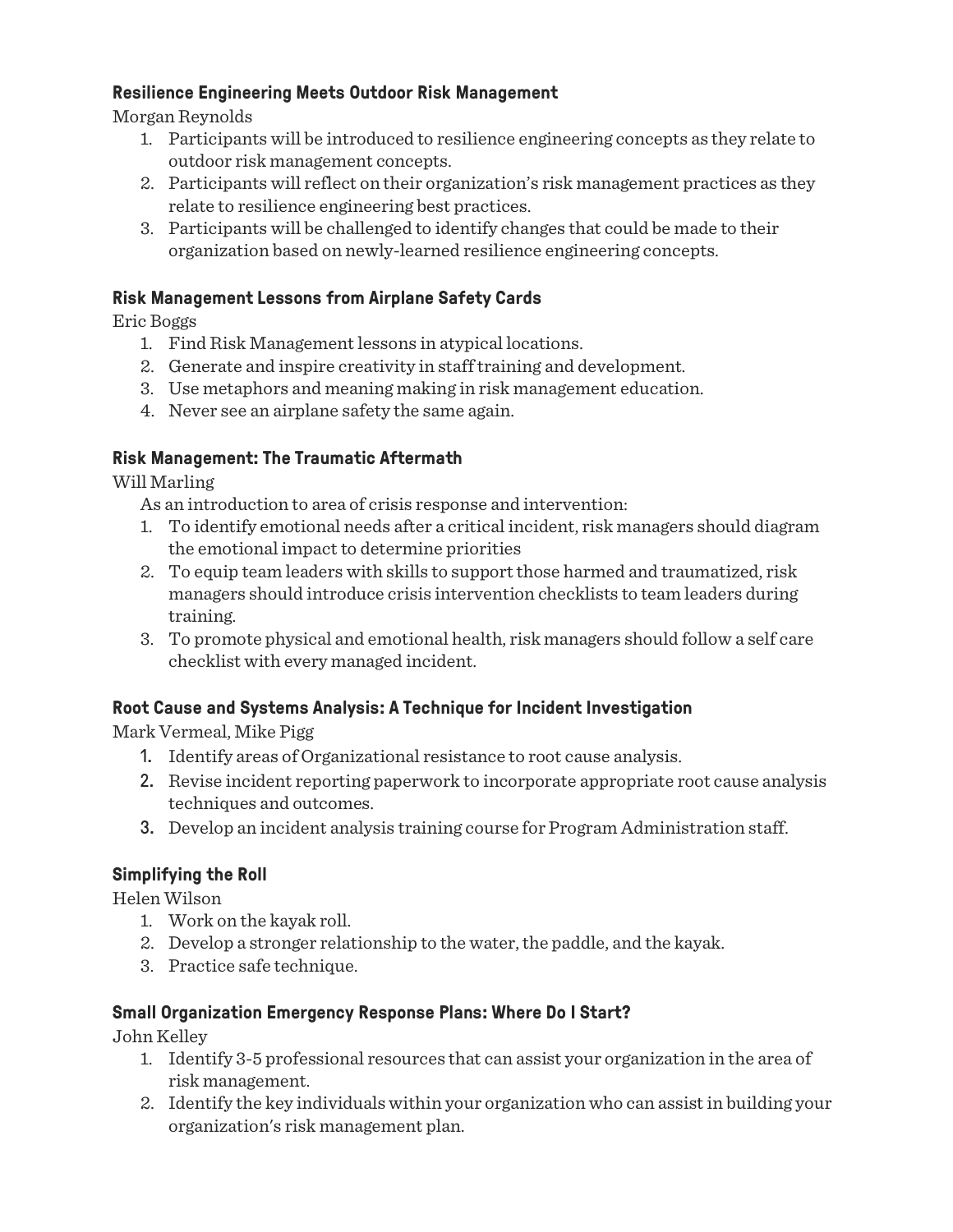### Resilience Engineering Meets Outdoor Risk Management

Morgan Reynolds

1. Participants will be introduced to resilience engineering concepts as they relate to outdoor risk management concepts.
2. Participants will reflect on their organization's risk management practices as they relate to resilience engineering best practices.
3. Participants will be challenged to identify changes that could be made to their organization based on newly-learned resilience engineering concepts.

### Risk Management Lessons from Airplane Safety Cards

Eric Boggs

1. Find Risk Management lessons in atypical locations.
2. Generate and inspire creativity in staff training and development.
3. Use metaphors and meaning making in risk management education.
4. Never see an airplane safety the same again.

### Risk Management: The Traumatic Aftermath

Will Marling

As an introduction to area of crisis response and intervention:

1. To identify emotional needs after a critical incident, risk managers should diagram the emotional impact to determine priorities
2. To equip team leaders with skills to support those harmed and traumatized, risk managers should introduce crisis intervention checklists to team leaders during training.
3. To promote physical and emotional health, risk managers should follow a self care checklist with every managed incident.

### Root Cause and Systems Analysis: A Technique for Incident Investigation

Mark Vermeal, Mike Pigg

1. Identify areas of Organizational resistance to root cause analysis.
2. Revise incident reporting paperwork to incorporate appropriate root cause analysis techniques and outcomes.
3. Develop an incident analysis training course for Program Administration staff.

### Simplifying the Roll

Helen Wilson

1. Work on the kayak roll.
2. Develop a stronger relationship to the water, the paddle, and the kayak.
3. Practice safe technique.

### Small Organization Emergency Response Plans: Where Do I Start?

John Kelley

1. Identify 3-5 professional resources that can assist your organization in the area of risk management.
2. Identify the key individuals within your organization who can assist in building your organization's risk management plan.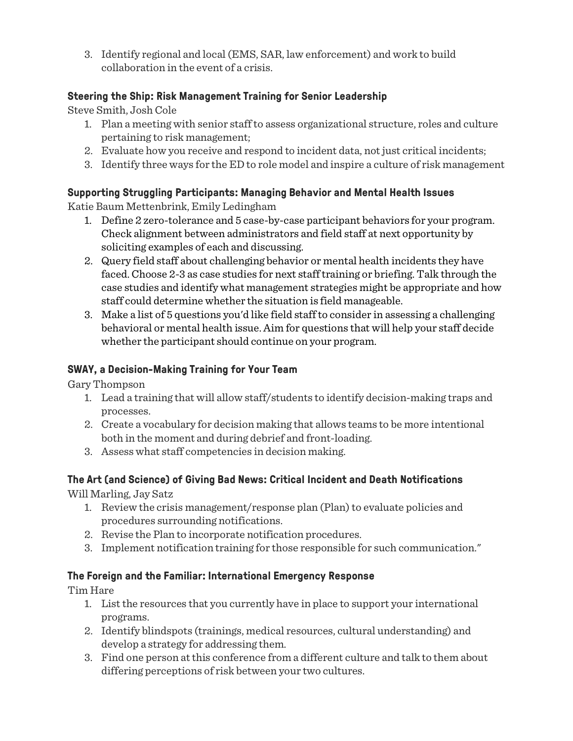3. Identify regional and local (EMS, SAR, law enforcement) and work to build collaboration in the event of a crisis.

### Steering the Ship: Risk Management Training for Senior Leadership

Steve Smith, Josh Cole

1. Plan a meeting with senior staff to assess organizational structure, roles and culture pertaining to risk management;
2. Evaluate how you receive and respond to incident data, not just critical incidents;
3. Identify three ways for the ED to role model and inspire a culture of risk management

### Supporting Struggling Participants: Managing Behavior and Mental Health Issues

Katie Baum Mettenbrink, Emily Ledingham

1. Define 2 zero-tolerance and 5 case-by-case participant behaviors for your program. Check alignment between administrators and field staff at next opportunity by soliciting examples of each and discussing.
2. Query field staff about challenging behavior or mental health incidents they have faced. Choose 2-3 as case studies for next staff training or briefing. Talk through the case studies and identify what management strategies might be appropriate and how staff could determine whether the situation is field manageable.
3. Make a list of 5 questions you'd like field staff to consider in assessing a challenging behavioral or mental health issue. Aim for questions that will help your staff decide whether the participant should continue on your program.

### SWAY, a Decision-Making Training for Your Team

Gary Thompson

1. Lead a training that will allow staff/students to identify decision-making traps and processes.
2. Create a vocabulary for decision making that allows teams to be more intentional both in the moment and during debrief and front-loading.
3. Assess what staff competencies in decision making.

### The Art (and Science) of Giving Bad News: Critical Incident and Death Notifications

Will Marling, Jay Satz

1. Review the crisis management/response plan (Plan) to evaluate policies and procedures surrounding notifications.
2. Revise the Plan to incorporate notification procedures.
3. Implement notification training for those responsible for such communication."

### The Foreign and the Familiar: International Emergency Response

Tim Hare

1. List the resources that you currently have in place to support your international programs.
2. Identify blindspots (trainings, medical resources, cultural understanding) and develop a strategy for addressing them.
3. Find one person at this conference from a different culture and talk to them about differing perceptions of risk between your two cultures.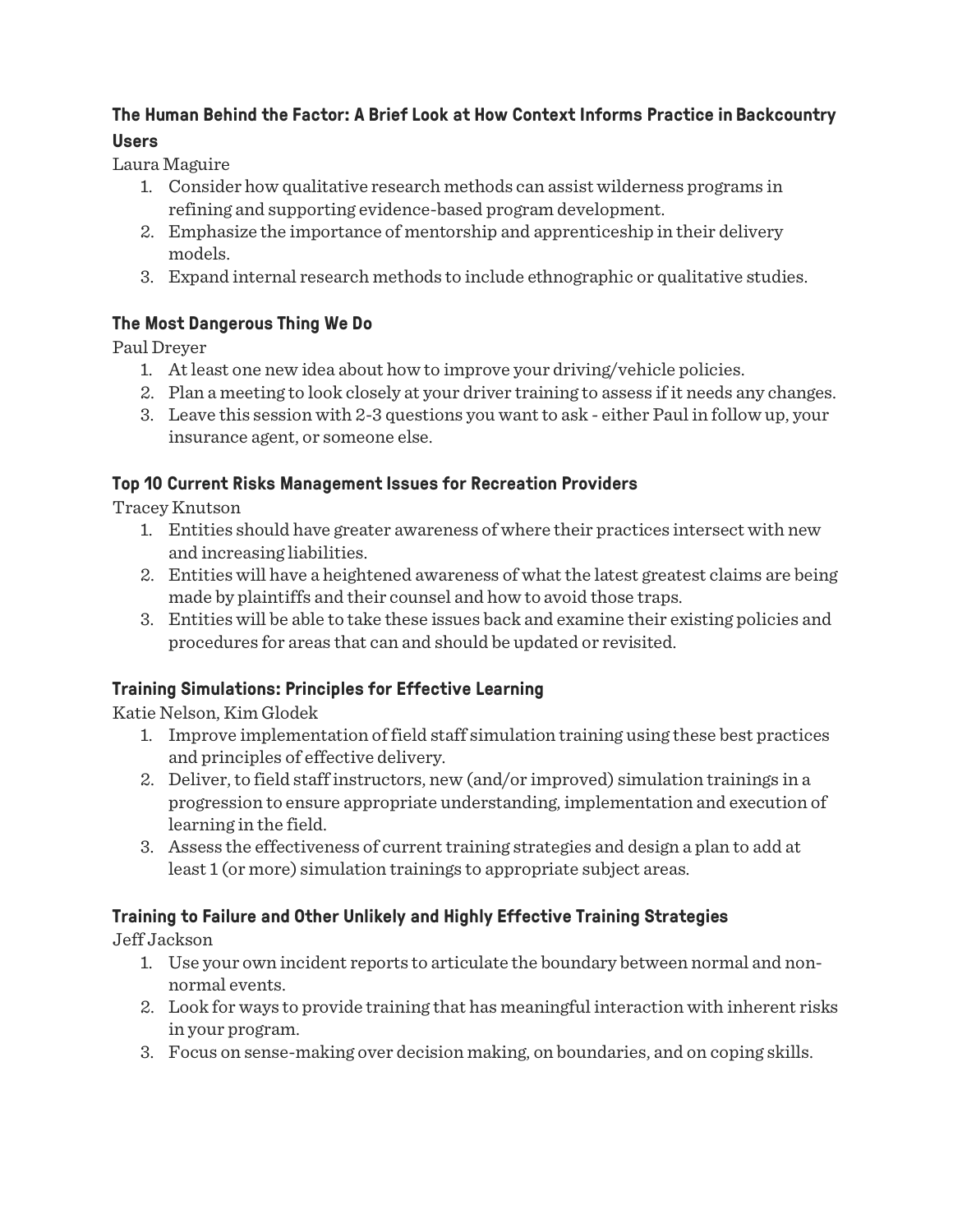### The Human Behind the Factor: A Brief Look at How Context Informs Practice in Backcountry Users

Laura Maguire

1. Consider how qualitative research methods can assist wilderness programs in refining and supporting evidence-based program development.
2. Emphasize the importance of mentorship and apprenticeship in their delivery models.
3. Expand internal research methods to include ethnographic or qualitative studies.

### The Most Dangerous Thing We Do

Paul Dreyer

1. At least one new idea about how to improve your driving/vehicle policies.
2. Plan a meeting to look closely at your driver training to assess if it needs any changes.
3. Leave this session with 2-3 questions you want to ask - either Paul in follow up, your insurance agent, or someone else.

### Top 10 Current Risks Management Issues for Recreation Providers

Tracey Knutson

1. Entities should have greater awareness of where their practices intersect with new and increasing liabilities.
2. Entities will have a heightened awareness of what the latest greatest claims are being made by plaintiffs and their counsel and how to avoid those traps.
3. Entities will be able to take these issues back and examine their existing policies and procedures for areas that can and should be updated or revisited.

### Training Simulations: Principles for Effective Learning

Katie Nelson, Kim Glodek

1. Improve implementation of field staff simulation training using these best practices and principles of effective delivery.
2. Deliver, to field staff instructors, new (and/or improved) simulation trainings in a progression to ensure appropriate understanding, implementation and execution of learning in the field.
3. Assess the effectiveness of current training strategies and design a plan to add at least 1 (or more) simulation trainings to appropriate subject areas.

### Training to Failure and Other Unlikely and Highly Effective Training Strategies

Jeff Jackson

1. Use your own incident reports to articulate the boundary between normal and non-normal events.
2. Look for ways to provide training that has meaningful interaction with inherent risks in your program.
3. Focus on sense-making over decision making, on boundaries, and on coping skills.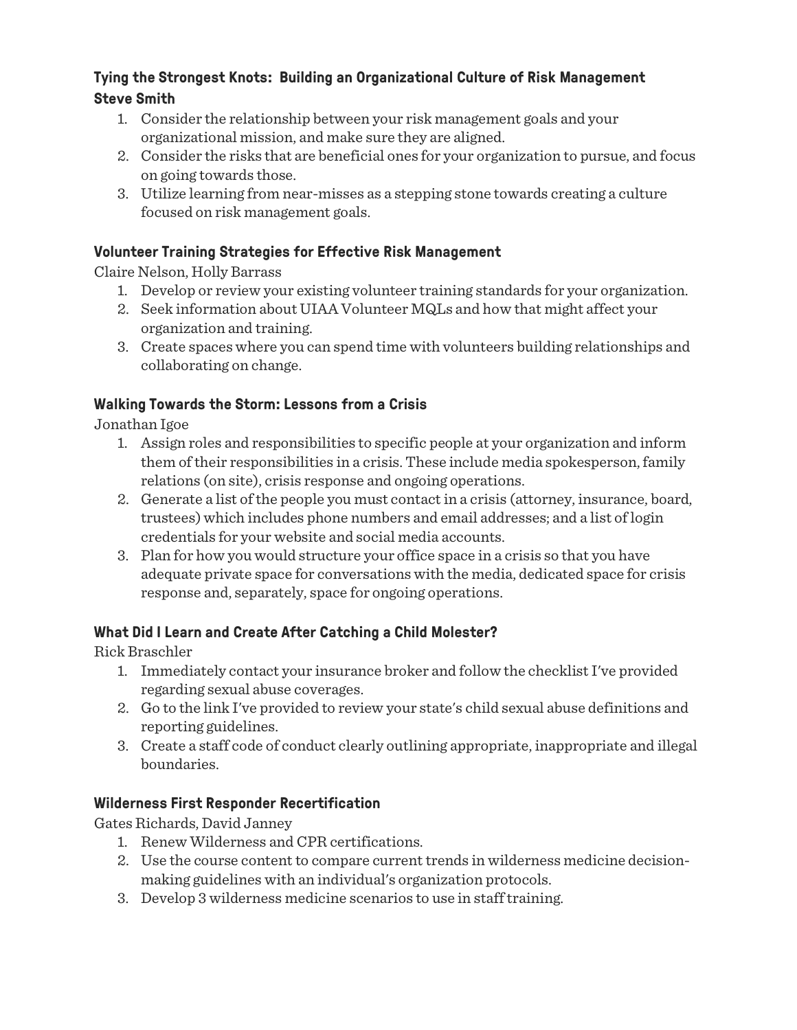### Tying the Strongest Knots: Building an Organizational Culture of Risk Management
**Steve Smith**

1. Consider the relationship between your risk management goals and your organizational mission, and make sure they are aligned.
2. Consider the risks that are beneficial ones for your organization to pursue, and focus on going towards those.
3. Utilize learning from near-misses as a stepping stone towards creating a culture focused on risk management goals.

### Volunteer Training Strategies for Effective Risk Management
Claire Nelson, Holly Barrass

1. Develop or review your existing volunteer training standards for your organization.
2. Seek information about UIAA Volunteer MQLs and how that might affect your organization and training.
3. Create spaces where you can spend time with volunteers building relationships and collaborating on change.

### Walking Towards the Storm: Lessons from a Crisis
Jonathan Igoe

1. Assign roles and responsibilities to specific people at your organization and inform them of their responsibilities in a crisis. These include media spokesperson, family relations (on site), crisis response and ongoing operations.
2. Generate a list of the people you must contact in a crisis (attorney, insurance, board, trustees) which includes phone numbers and email addresses; and a list of login credentials for your website and social media accounts.
3. Plan for how you would structure your office space in a crisis so that you have adequate private space for conversations with the media, dedicated space for crisis response and, separately, space for ongoing operations.

### What Did I Learn and Create After Catching a Child Molester?
Rick Braschler

1. Immediately contact your insurance broker and follow the checklist I've provided regarding sexual abuse coverages.
2. Go to the link I've provided to review your state's child sexual abuse definitions and reporting guidelines.
3. Create a staff code of conduct clearly outlining appropriate, inappropriate and illegal boundaries.

### Wilderness First Responder Recertification
Gates Richards, David Janney

1. Renew Wilderness and CPR certifications.
2. Use the course content to compare current trends in wilderness medicine decision-making guidelines with an individual's organization protocols.
3. Develop 3 wilderness medicine scenarios to use in staff training.